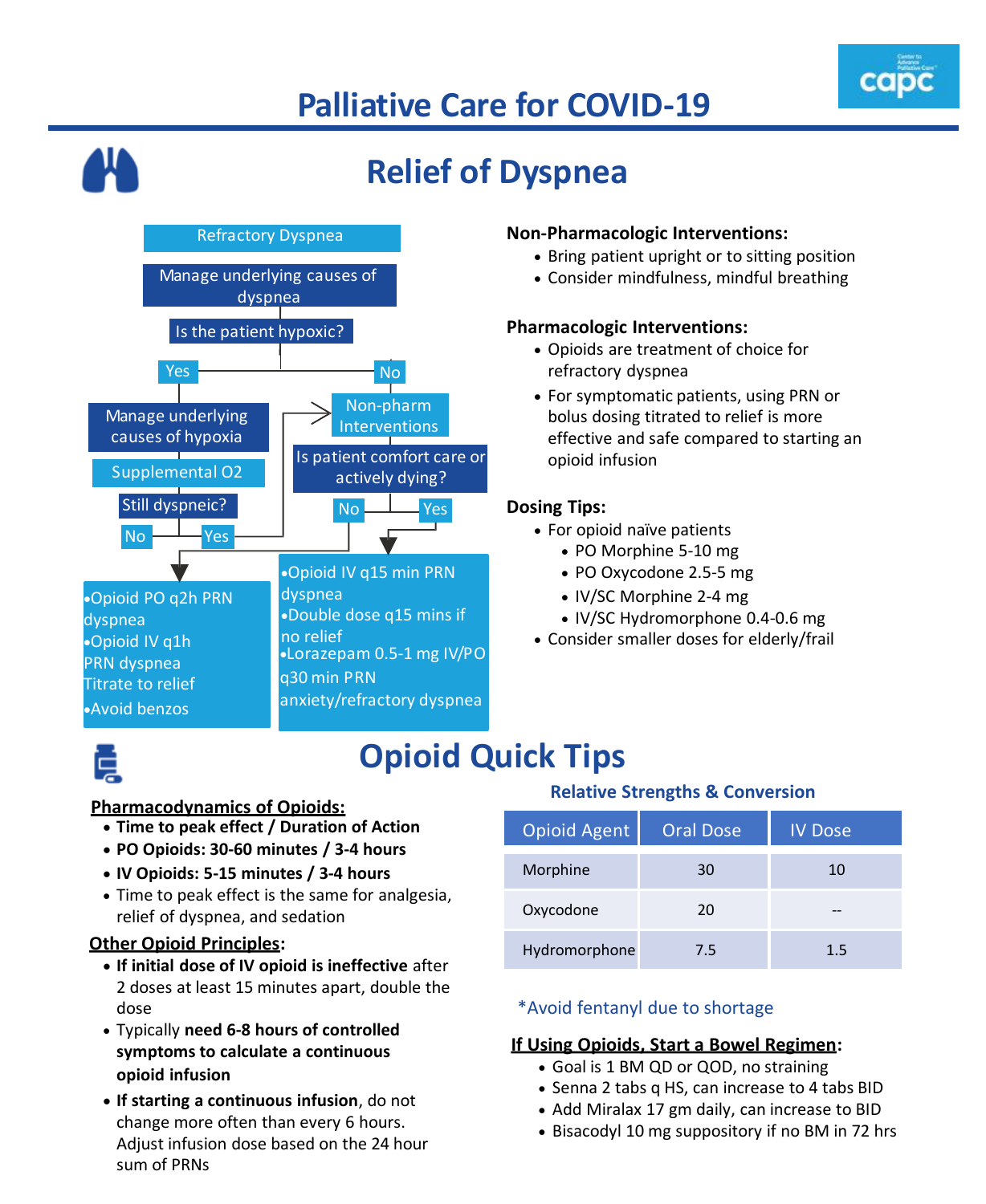# Palliative Care for COVID-19

## Relief of Dyspnea

Refractory Dyspnea

Manage underlying causes of dyspnea

Is the patient hypoxic?

- **Yes** → Manage underlying causes of hypoxia → Supplemental O2 → Still dyspneic?
  - **No** → Opioid PO q2h PRN dyspnea / Opioid IV q1h PRN dyspnea / Titrate to relief / Avoid benzos
  - **Yes** → Non-pharm Interventions
- **No** → Non-pharm Interventions → Is patient comfort care or actively dying?
  - **No** → Opioid PO q2h PRN dyspnea / Opioid IV q1h PRN dyspnea / Titrate to relief / Avoid benzos
  - **Yes** → Opioid IV q15 min PRN dyspnea / Double dose q15 mins if no relief / Lorazepam 0.5-1 mg IV/PO q30 min PRN anxiety/refractory dyspnea

- Opioid PO q2h PRN dyspnea
- Opioid IV q1h PRN dyspnea
- Titrate to relief
- Avoid benzos

- Opioid IV q15 min PRN dyspnea
- Double dose q15 mins if no relief
- Lorazepam 0.5-1 mg IV/PO q30 min PRN anxiety/refractory dyspnea

**Non-Pharmacologic Interventions:**

- Bring patient upright or to sitting position
- Consider mindfulness, mindful breathing

**Pharmacologic Interventions:**

- Opioids are treatment of choice for refractory dyspnea
- For symptomatic patients, using PRN or bolus dosing titrated to relief is more effective and safe compared to starting an opioid infusion

**Dosing Tips:**

- For opioid naïve patients
  - PO Morphine 5-10 mg
  - PO Oxycodone 2.5-5 mg
  - IV/SC Morphine 2-4 mg
  - IV/SC Hydromorphone 0.4-0.6 mg
- Consider smaller doses for elderly/frail

## Opioid Quick Tips

**Pharmacodynamics of Opioids:**

- **Time to peak effect / Duration of Action**
- **PO Opioids: 30-60 minutes / 3-4 hours**
- **IV Opioids: 5-15 minutes / 3-4 hours**
- Time to peak effect is the same for analgesia, relief of dyspnea, and sedation

**Other Opioid Principles:**

- **If initial dose of IV opioid is ineffective** after 2 doses at least 15 minutes apart, double the dose
- Typically **need 6-8 hours of controlled symptoms to calculate a continuous opioid infusion**
- **If starting a continuous infusion**, do not change more often than every 6 hours. Adjust infusion dose based on the 24 hour sum of PRNs

### Relative Strengths & Conversion

| Opioid Agent | Oral Dose | IV Dose |
|---|---|---|
| Morphine | 30 | 10 |
| Oxycodone | 20 | -- |
| Hydromorphone | 7.5 | 1.5 |

*Avoid fentanyl due to shortage

**If Using Opioids, Start a Bowel Regimen:**

- Goal is 1 BM QD or QOD, no straining
- Senna 2 tabs q HS, can increase to 4 tabs BID
- Add Miralax 17 gm daily, can increase to BID
- Bisacodyl 10 mg suppository if no BM in 72 hrs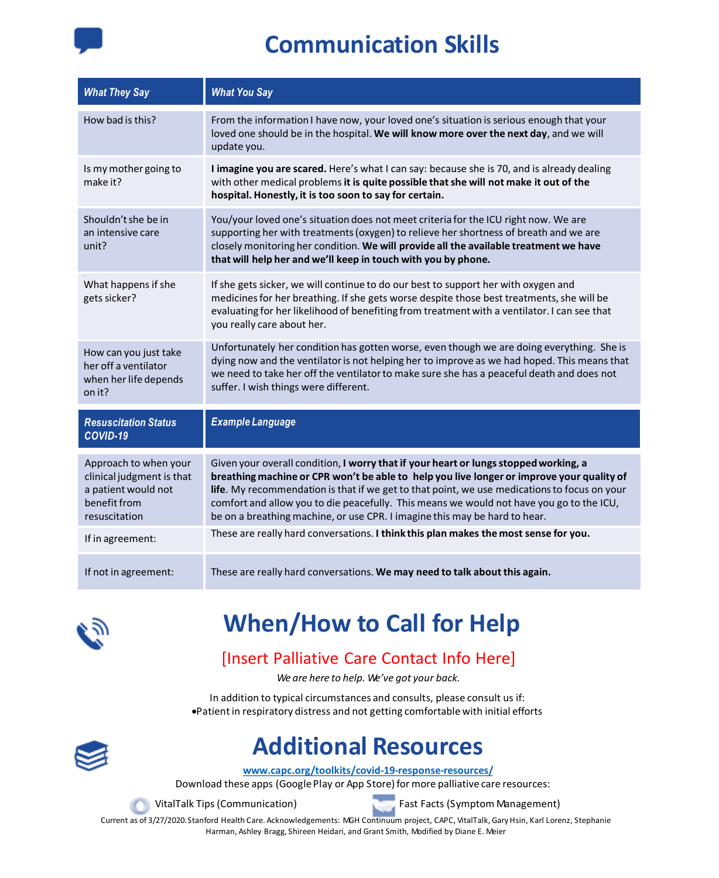# Communication Skills

| *What They Say* | *What You Say* |
|---|---|
| How bad is this? | From the information I have now, your loved one's situation is serious enough that your loved one should be in the hospital. **We will know more over the next day**, and we will update you. |
| Is my mother going to make it? | **I imagine you are scared.** Here's what I can say: because she is 70, and is already dealing with other medical problems **it is quite possible that she will not make it out of the hospital. Honestly, it is too soon to say for certain.** |
| Shouldn't she be in an intensive care unit? | You/your loved one's situation does not meet criteria for the ICU right now. We are supporting her with treatments (oxygen) to relieve her shortness of breath and we are closely monitoring her condition. **We will provide all the available treatment we have that will help her and we'll keep in touch with you by phone.** |
| What happens if she gets sicker? | If she gets sicker, we will continue to do our best to support her with oxygen and medicines for her breathing. If she gets worse despite those best treatments, she will be evaluating for her likelihood of benefiting from treatment with a ventilator. I can see that you really care about her. |
| How can you just take her off a ventilator when her life depends on it? | Unfortunately her condition has gotten worse, even though we are doing everything. She is dying now and the ventilator is not helping her to improve as we had hoped. This means that we need to take her off the ventilator to make sure she has a peaceful death and does not suffer. I wish things were different. |

| *Resuscitation Status COVID-19* | *Example Language* |
|---|---|
| Approach to when your clinical judgment is that a patient would not benefit from resuscitation | Given your overall condition, **I worry that if your heart or lungs stopped working, a breathing machine or CPR won't be able to help you live longer or improve your quality of life**. My recommendation is that if we get to that point, we use medications to focus on your comfort and allow you to die peacefully. This means we would not have you go to the ICU, be on a breathing machine, or use CPR. I imagine this may be hard to hear. |
| If in agreement: | These are really hard conversations. **I think this plan makes the most sense for you.** |
| If not in agreement: | These are really hard conversations. **We may need to talk about this again.** |

# When/How to Call for Help

## [Insert Palliative Care Contact Info Here]

*We are here to help. We've got your back.*

In addition to typical circumstances and consults, please consult us if:

- Patient in respiratory distress and not getting comfortable with initial efforts

# Additional Resources

www.capc.org/toolkits/covid-19-response-resources/

Download these apps (Google Play or App Store) for more palliative care resources:

VitalTalk Tips (Communication) Fast Facts (Symptom Management)

Current as of 3/27/2020. Stanford Health Care. Acknowledgements: MGH Continuum project, CAPC, VitalTalk, Gary Hsin, Karl Lorenz, Stephanie Harman, Ashley Bragg, Shireen Heidari, and Grant Smith, Modified by Diane E. Meier